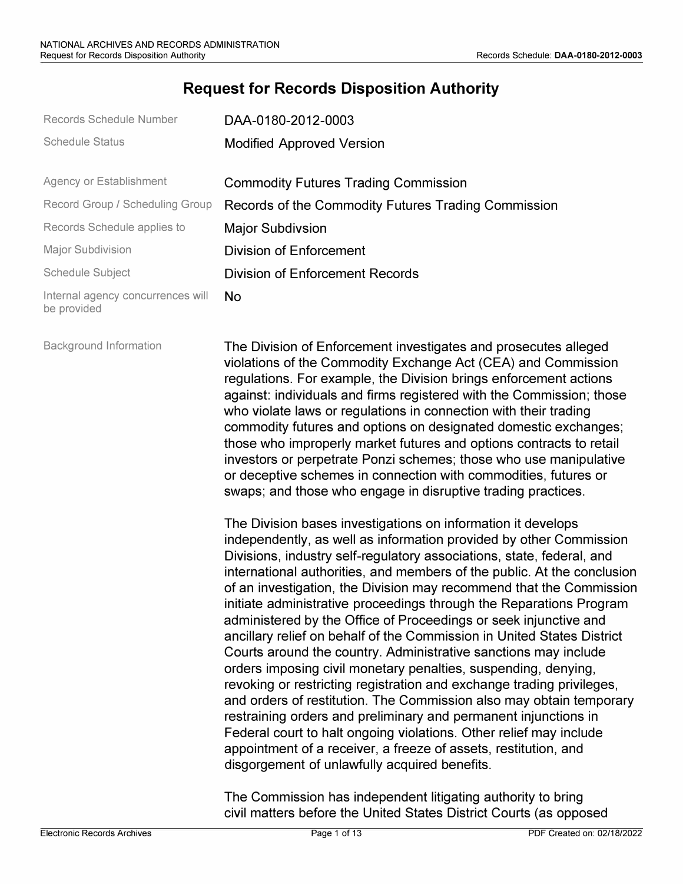# Request for Records Disposition Authority

| | |
|---|---|
| Records Schedule Number | DAA-0180-2012-0003 |
| Schedule Status | Modified Approved Version |
| Agency or Establishment | Commodity Futures Trading Commission |
| Record Group / Scheduling Group | Records of the Commodity Futures Trading Commission |
| Records Schedule applies to | Major Subdivsion |
| Major Subdivision | Division of Enforcement |
| Schedule Subject | Division of Enforcement Records |
| Internal agency concurrences will be provided | No |

**Background Information**

The Division of Enforcement investigates and prosecutes alleged violations of the Commodity Exchange Act (CEA) and Commission regulations. For example, the Division brings enforcement actions against: individuals and firms registered with the Commission; those who violate laws or regulations in connection with their trading commodity futures and options on designated domestic exchanges; those who improperly market futures and options contracts to retail investors or perpetrate Ponzi schemes; those who use manipulative or deceptive schemes in connection with commodities, futures or swaps; and those who engage in disruptive trading practices.

The Division bases investigations on information it develops independently, as well as information provided by other Commission Divisions, industry self-regulatory associations, state, federal, and international authorities, and members of the public. At the conclusion of an investigation, the Division may recommend that the Commission initiate administrative proceedings through the Reparations Program administered by the Office of Proceedings or seek injunctive and ancillary relief on behalf of the Commission in United States District Courts around the country. Administrative sanctions may include orders imposing civil monetary penalties, suspending, denying, revoking or restricting registration and exchange trading privileges, and orders of restitution. The Commission also may obtain temporary restraining orders and preliminary and permanent injunctions in Federal court to halt ongoing violations. Other relief may include appointment of a receiver, a freeze of assets, restitution, and disgorgement of unlawfully acquired benefits.

The Commission has independent litigating authority to bring civil matters before the United States District Courts (as opposed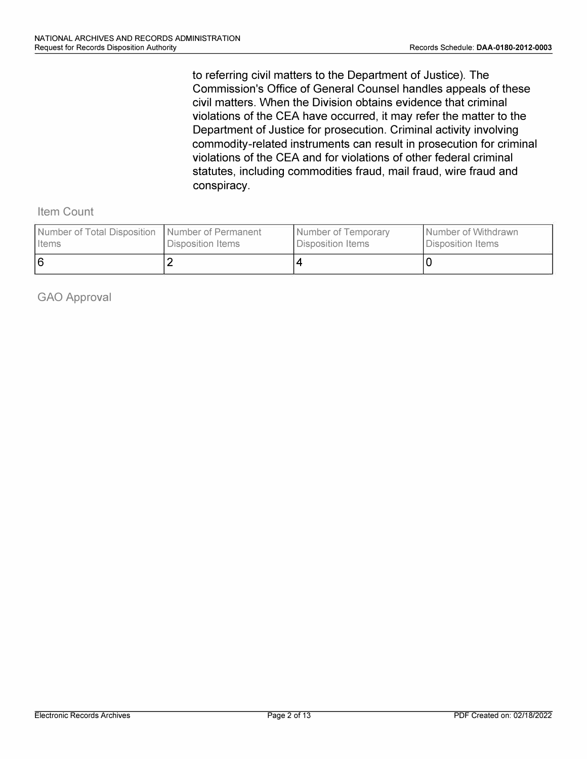to referring civil matters to the Department of Justice). The Commission's Office of General Counsel handles appeals of these civil matters. When the Division obtains evidence that criminal violations of the CEA have occurred, it may refer the matter to the Department of Justice for prosecution. Criminal activity involving commodity-related instruments can result in prosecution for criminal violations of the CEA and for violations of other federal criminal statutes, including commodities fraud, mail fraud, wire fraud and conspiracy.

## Item Count

| Number of Total Disposition Items | Number of Permanent Disposition Items | Number of Temporary Disposition Items | Number of Withdrawn Disposition Items |
|---|---|---|---|
| 6 | 2 | 4 | 0 |

## GAO Approval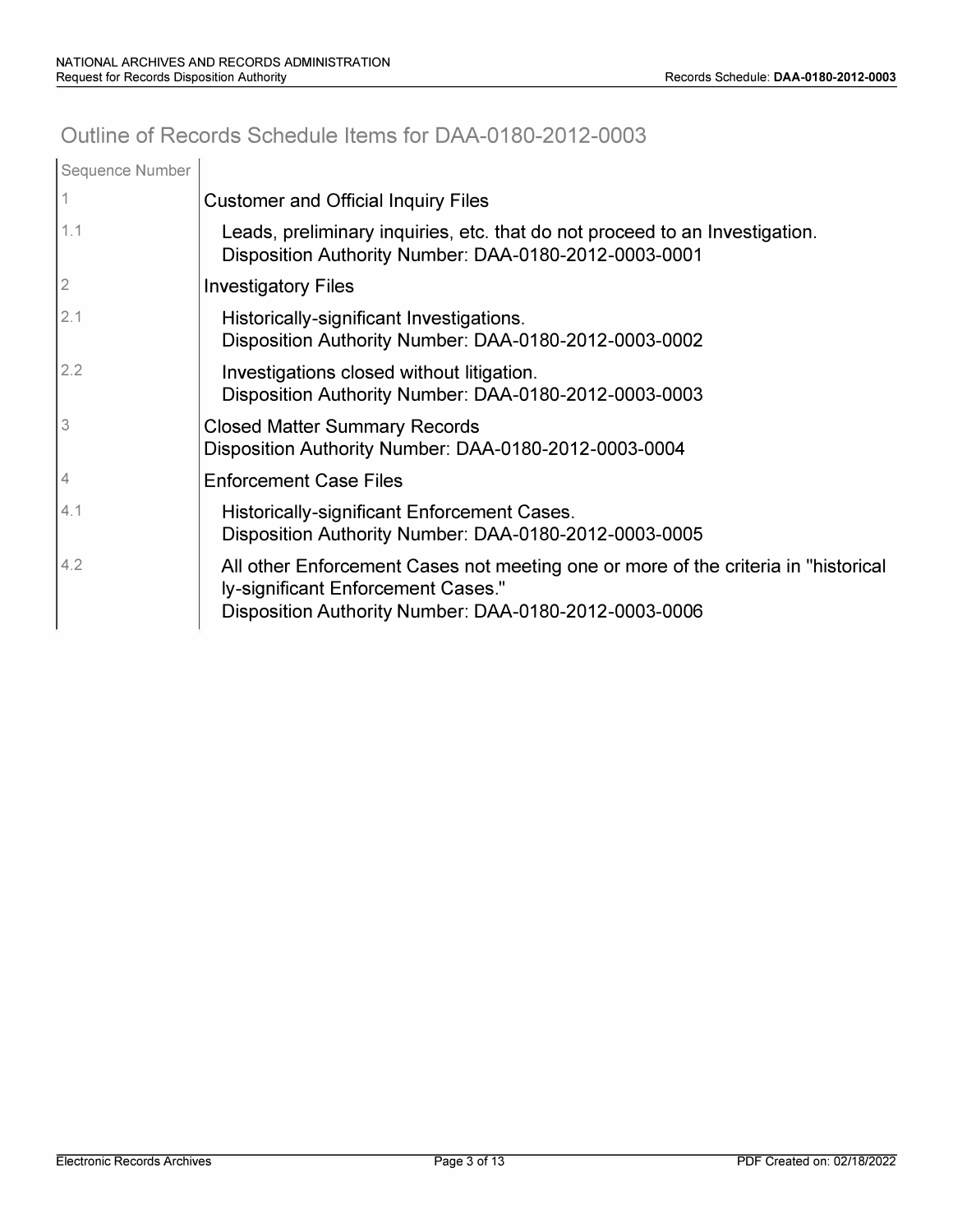## Outline of Records Schedule Items for DAA-0180-2012-0003

| Sequence Number | |
|---|---|
| 1 | Customer and Official Inquiry Files |
| 1.1 | Leads, preliminary inquiries, etc. that do not proceed to an Investigation.<br>Disposition Authority Number: DAA-0180-2012-0003-0001 |
| 2 | Investigatory Files |
| 2.1 | Historically-significant Investigations.<br>Disposition Authority Number: DAA-0180-2012-0003-0002 |
| 2.2 | Investigations closed without litigation.<br>Disposition Authority Number: DAA-0180-2012-0003-0003 |
| 3 | Closed Matter Summary Records<br>Disposition Authority Number: DAA-0180-2012-0003-0004 |
| 4 | Enforcement Case Files |
| 4.1 | Historically-significant Enforcement Cases.<br>Disposition Authority Number: DAA-0180-2012-0003-0005 |
| 4.2 | All other Enforcement Cases not meeting one or more of the criteria in "historically-significant Enforcement Cases."<br>Disposition Authority Number: DAA-0180-2012-0003-0006 |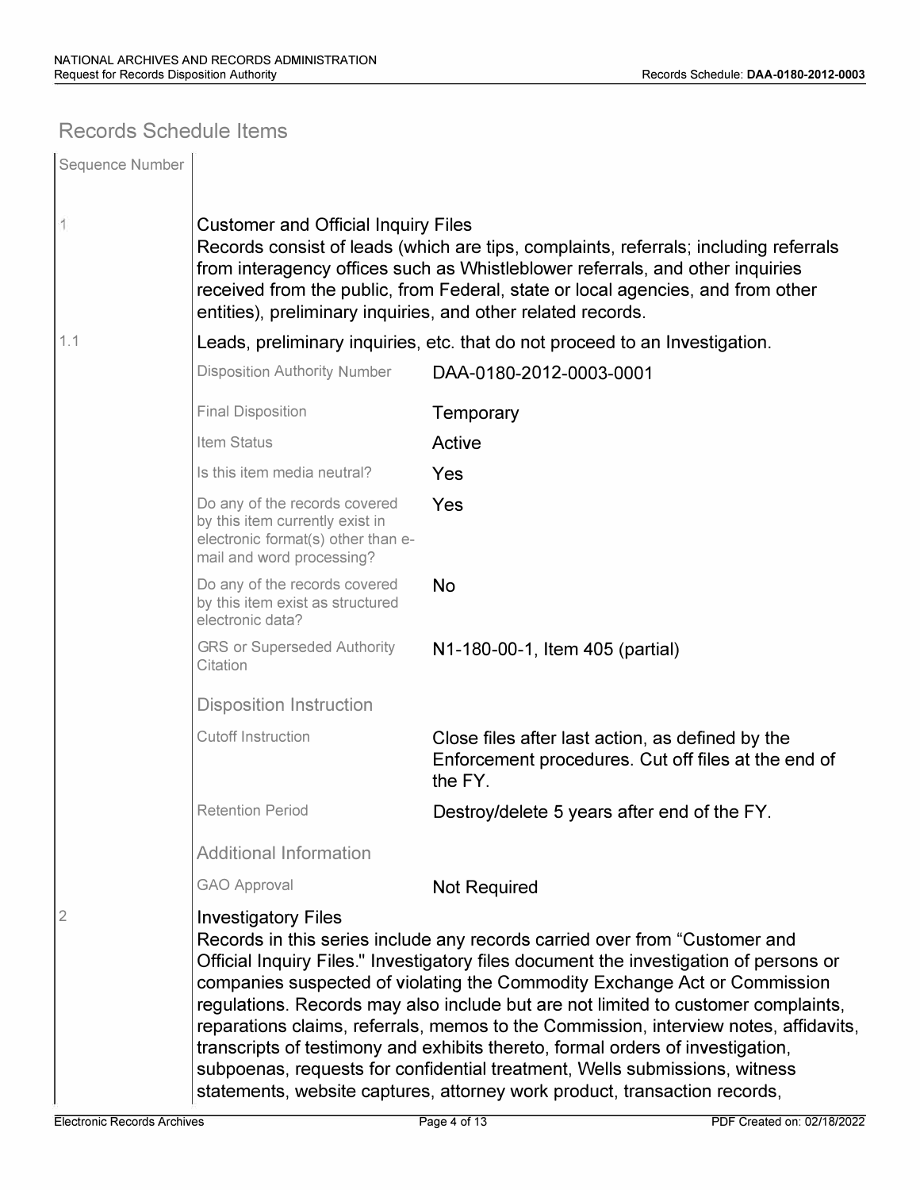## Records Schedule Items

| Sequence Number | | |
|---|---|---|
| 1 | **Customer and Official Inquiry Files**<br>Records consist of leads (which are tips, complaints, referrals; including referrals from interagency offices such as Whistleblower referrals, and other inquiries received from the public, from Federal, state or local agencies, and from other entities), preliminary inquiries, and other related records. | |
| 1.1 | **Leads, preliminary inquiries, etc. that do not proceed to an Investigation.** | |
| | Disposition Authority Number | DAA-0180-2012-0003-0001 |
| | Final Disposition | Temporary |
| | Item Status | Active |
| | Is this item media neutral? | Yes |
| | Do any of the records covered by this item currently exist in electronic format(s) other than e-mail and word processing? | Yes |
| | Do any of the records covered by this item exist as structured electronic data? | No |
| | GRS or Superseded Authority Citation | N1-180-00-1, Item 405 (partial) |
| | **Disposition Instruction** | |
| | Cutoff Instruction | Close files after last action, as defined by the Enforcement procedures. Cut off files at the end of the FY. |
| | Retention Period | Destroy/delete 5 years after end of the FY. |
| | **Additional Information** | |
| | GAO Approval | Not Required |
| 2 | **Investigatory Files**<br>Records in this series include any records carried over from "Customer and Official Inquiry Files." Investigatory files document the investigation of persons or companies suspected of violating the Commodity Exchange Act or Commission regulations. Records may also include but are not limited to customer complaints, reparations claims, referrals, memos to the Commission, interview notes, affidavits, transcripts of testimony and exhibits thereto, formal orders of investigation, subpoenas, requests for confidential treatment, Wells submissions, witness statements, website captures, attorney work product, transaction records, | |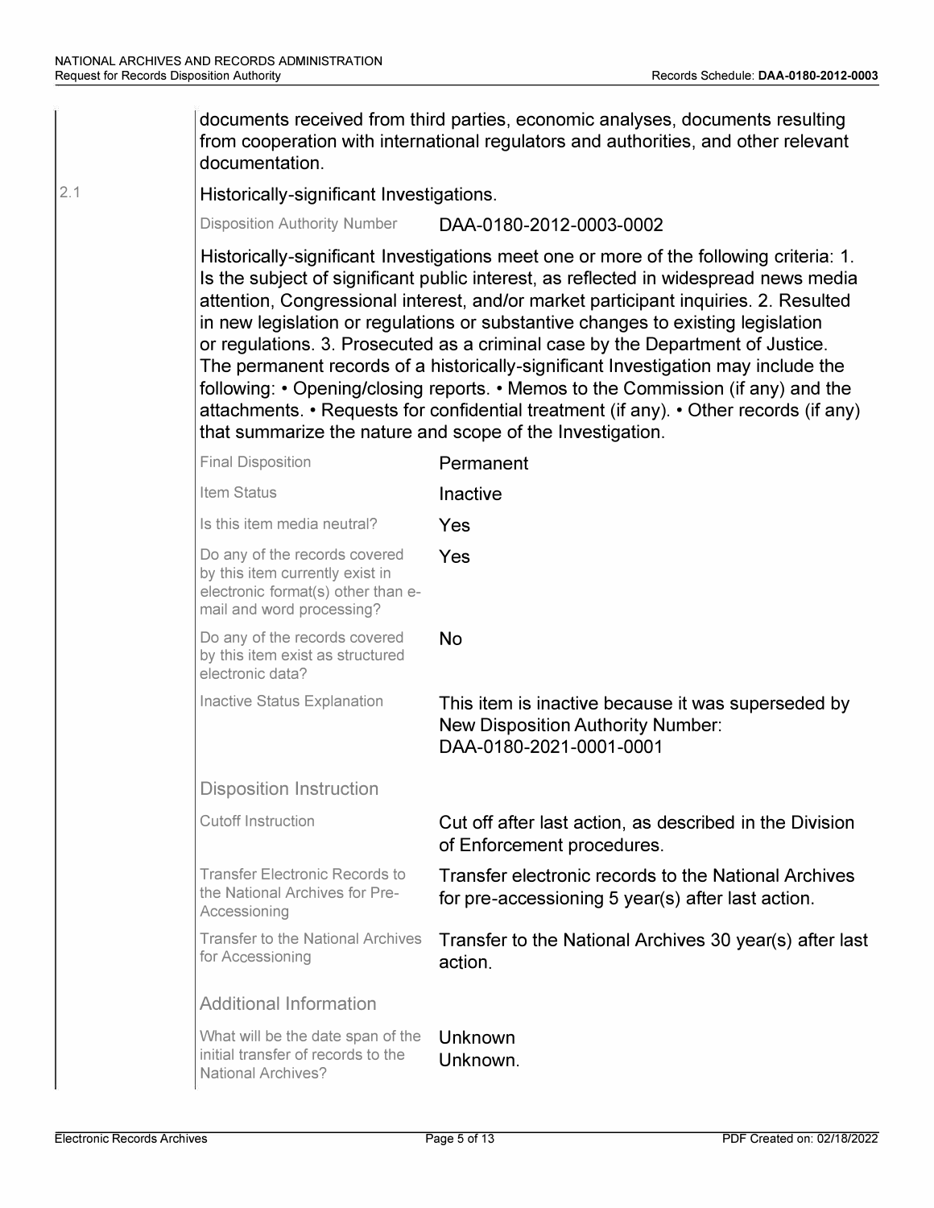documents received from third parties, economic analyses, documents resulting from cooperation with international regulators and authorities, and other relevant documentation.

2.1 **Historically-significant Investigations.**

| | |
|---|---|
| Disposition Authority Number | DAA-0180-2012-0003-0002 |

Historically-significant Investigations meet one or more of the following criteria: 1. Is the subject of significant public interest, as reflected in widespread news media attention, Congressional interest, and/or market participant inquiries. 2. Resulted in new legislation or regulations or substantive changes to existing legislation or regulations. 3. Prosecuted as a criminal case by the Department of Justice. The permanent records of a historically-significant Investigation may include the following: • Opening/closing reports. • Memos to the Commission (if any) and the attachments. • Requests for confidential treatment (if any). • Other records (if any) that summarize the nature and scope of the Investigation.

| | |
|---|---|
| Final Disposition | Permanent |
| Item Status | Inactive |
| Is this item media neutral? | Yes |
| Do any of the records covered by this item currently exist in electronic format(s) other than e-mail and word processing? | Yes |
| Do any of the records covered by this item exist as structured electronic data? | No |
| Inactive Status Explanation | This item is inactive because it was superseded by New Disposition Authority Number: DAA-0180-2021-0001-0001 |

**Disposition Instruction**

| | |
|---|---|
| Cutoff Instruction | Cut off after last action, as described in the Division of Enforcement procedures. |
| Transfer Electronic Records to the National Archives for Pre-Accessioning | Transfer electronic records to the National Archives for pre-accessioning 5 year(s) after last action. |
| Transfer to the National Archives for Accessioning | Transfer to the National Archives 30 year(s) after last action. |

**Additional Information**

| | |
|---|---|
| What will be the date span of the initial transfer of records to the National Archives? | Unknown<br>Unknown. |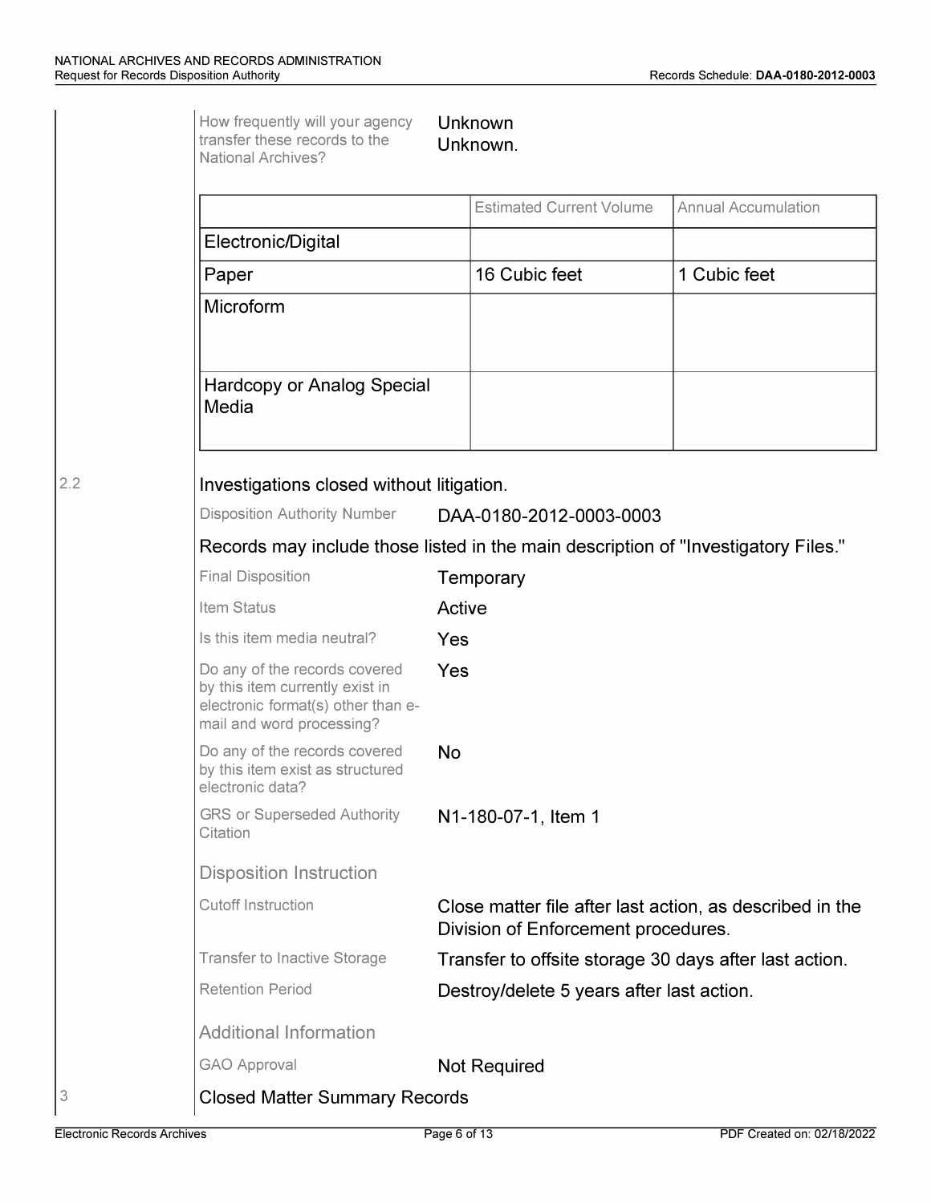How frequently will your agency transfer these records to the National Archives? — Unknown
Unknown.

| | Estimated Current Volume | Annual Accumulation |
|---|---|---|
| Electronic/Digital | | |
| Paper | 16 Cubic feet | 1 Cubic feet |
| Microform | | |
| Hardcopy or Analog Special Media | | |

## 2.2 Investigations closed without litigation.

Disposition Authority Number: DAA-0180-2012-0003-0003

Records may include those listed in the main description of "Investigatory Files."

| | |
|---|---|
| Final Disposition | Temporary |
| Item Status | Active |
| Is this item media neutral? | Yes |
| Do any of the records covered by this item currently exist in electronic format(s) other than e-mail and word processing? | Yes |
| Do any of the records covered by this item exist as structured electronic data? | No |
| GRS or Superseded Authority Citation | N1-180-07-1, Item 1 |

### Disposition Instruction

| | |
|---|---|
| Cutoff Instruction | Close matter file after last action, as described in the Division of Enforcement procedures. |
| Transfer to Inactive Storage | Transfer to offsite storage 30 days after last action. |
| Retention Period | Destroy/delete 5 years after last action. |

### Additional Information

| | |
|---|---|
| GAO Approval | Not Required |

## 3 Closed Matter Summary Records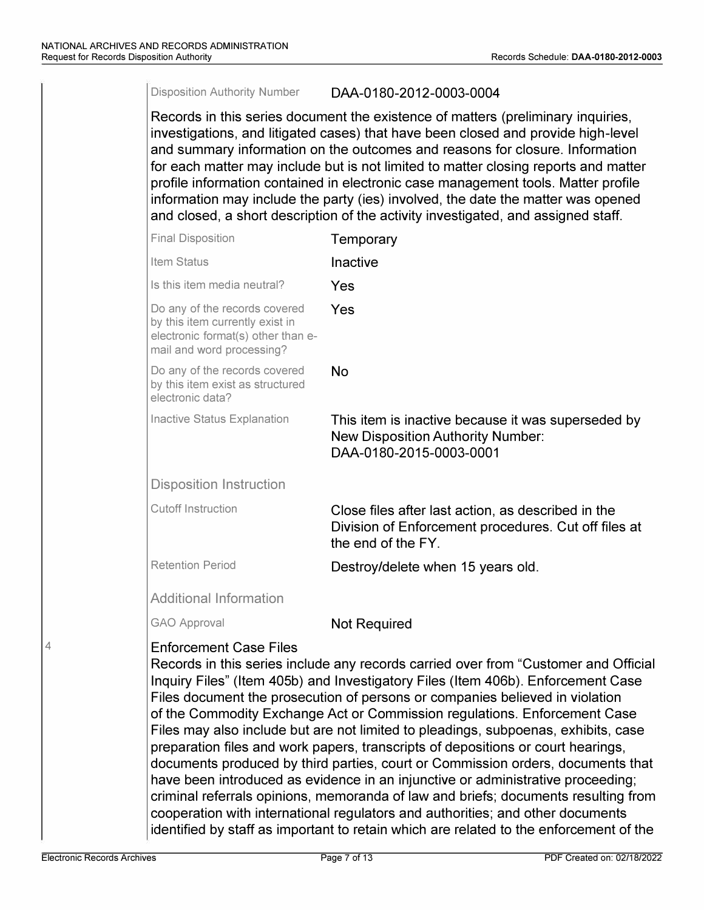| | |
|---|---|
| Disposition Authority Number | DAA-0180-2012-0003-0004 |

Records in this series document the existence of matters (preliminary inquiries, investigations, and litigated cases) that have been closed and provide high-level and summary information on the outcomes and reasons for closure. Information for each matter may include but is not limited to matter closing reports and matter profile information contained in electronic case management tools. Matter profile information may include the party (ies) involved, the date the matter was opened and closed, a short description of the activity investigated, and assigned staff.

| | |
|---|---|
| Final Disposition | Temporary |
| Item Status | Inactive |
| Is this item media neutral? | Yes |
| Do any of the records covered by this item currently exist in electronic format(s) other than e-mail and word processing? | Yes |
| Do any of the records covered by this item exist as structured electronic data? | No |
| Inactive Status Explanation | This item is inactive because it was superseded by New Disposition Authority Number: DAA-0180-2015-0003-0001 |

**Disposition Instruction**

| | |
|---|---|
| Cutoff Instruction | Close files after last action, as described in the Division of Enforcement procedures. Cut off files at the end of the FY. |
| Retention Period | Destroy/delete when 15 years old. |

**Additional Information**

| | |
|---|---|
| GAO Approval | Not Required |

4

**Enforcement Case Files**

Records in this series include any records carried over from "Customer and Official Inquiry Files" (Item 405b) and Investigatory Files (Item 406b). Enforcement Case Files document the prosecution of persons or companies believed in violation of the Commodity Exchange Act or Commission regulations. Enforcement Case Files may also include but are not limited to pleadings, subpoenas, exhibits, case preparation files and work papers, transcripts of depositions or court hearings, documents produced by third parties, court or Commission orders, documents that have been introduced as evidence in an injunctive or administrative proceeding; criminal referrals opinions, memoranda of law and briefs; documents resulting from cooperation with international regulators and authorities; and other documents identified by staff as important to retain which are related to the enforcement of the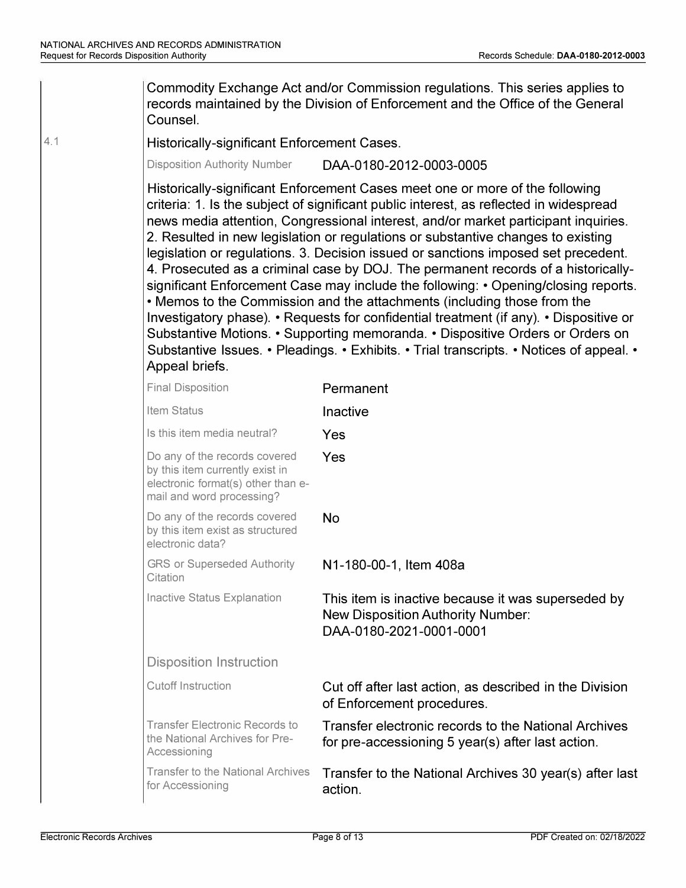Commodity Exchange Act and/or Commission regulations. This series applies to records maintained by the Division of Enforcement and the Office of the General Counsel.

4.1 Historically-significant Enforcement Cases.

Disposition Authority Number: DAA-0180-2012-0003-0005

Historically-significant Enforcement Cases meet one or more of the following criteria: 1. Is the subject of significant public interest, as reflected in widespread news media attention, Congressional interest, and/or market participant inquiries. 2. Resulted in new legislation or regulations or substantive changes to existing legislation or regulations. 3. Decision issued or sanctions imposed set precedent. 4. Prosecuted as a criminal case by DOJ. The permanent records of a historically-significant Enforcement Case may include the following: • Opening/closing reports. • Memos to the Commission and the attachments (including those from the Investigatory phase). • Requests for confidential treatment (if any). • Dispositive or Substantive Motions. • Supporting memoranda. • Dispositive Orders or Orders on Substantive Issues. • Pleadings. • Exhibits. • Trial transcripts. • Notices of appeal. • Appeal briefs.

| | |
|---|---|
| Final Disposition | Permanent |
| Item Status | Inactive |
| Is this item media neutral? | Yes |
| Do any of the records covered by this item currently exist in electronic format(s) other than e-mail and word processing? | Yes |
| Do any of the records covered by this item exist as structured electronic data? | No |
| GRS or Superseded Authority Citation | N1-180-00-1, Item 408a |
| Inactive Status Explanation | This item is inactive because it was superseded by New Disposition Authority Number: DAA-0180-2021-0001-0001 |

**Disposition Instruction**

| | |
|---|---|
| Cutoff Instruction | Cut off after last action, as described in the Division of Enforcement procedures. |
| Transfer Electronic Records to the National Archives for Pre-Accessioning | Transfer electronic records to the National Archives for pre-accessioning 5 year(s) after last action. |
| Transfer to the National Archives for Accessioning | Transfer to the National Archives 30 year(s) after last action. |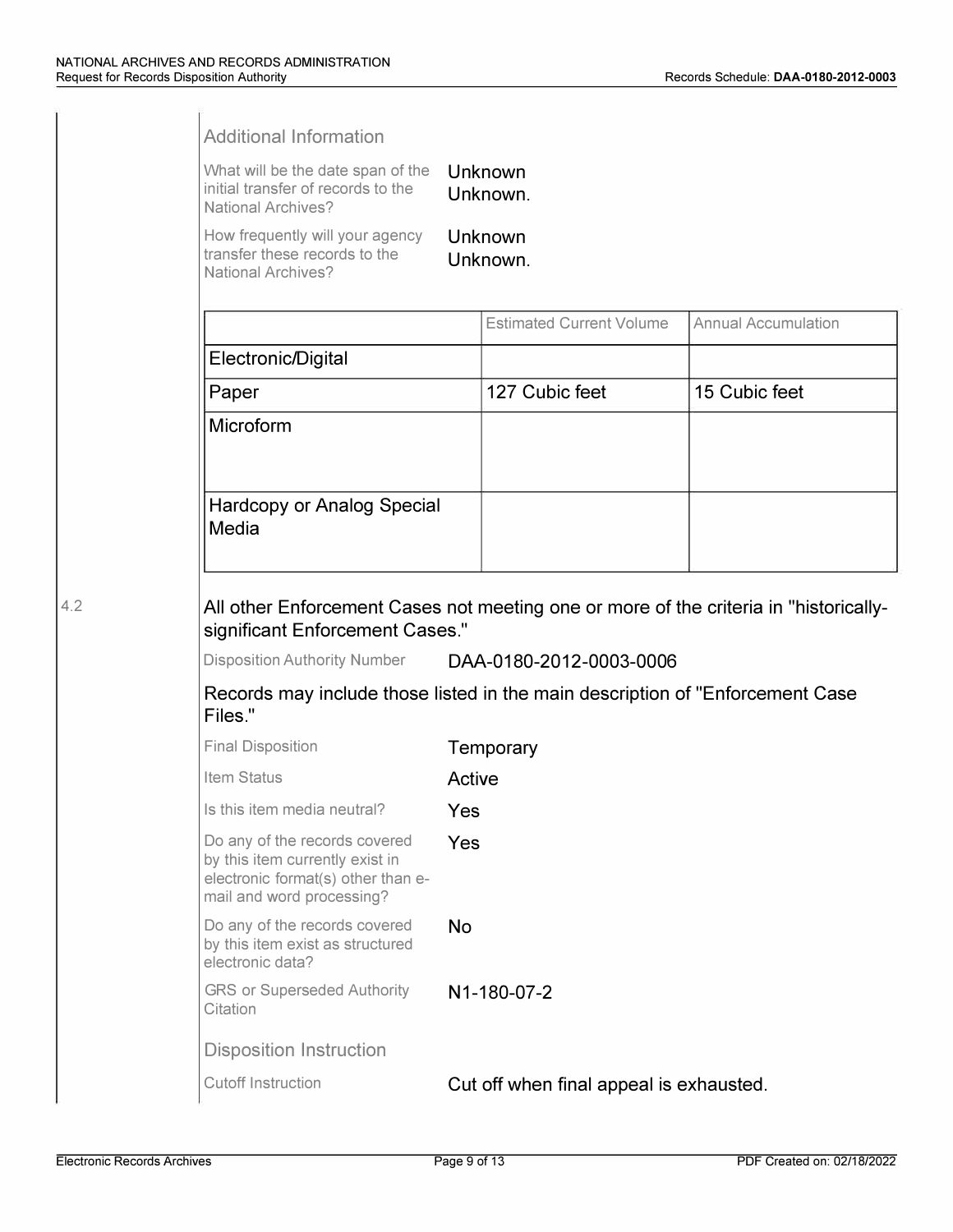### Additional Information

What will be the date span of the initial transfer of records to the National Archives?
Unknown
Unknown.

How frequently will your agency transfer these records to the National Archives?
Unknown
Unknown.

| | Estimated Current Volume | Annual Accumulation |
|---|---|---|
| Electronic/Digital | | |
| Paper | 127 Cubic feet | 15 Cubic feet |
| Microform | | |
| Hardcopy or Analog Special Media | | |

4.2

## All other Enforcement Cases not meeting one or more of the criteria in "historically-significant Enforcement Cases."

Disposition Authority Number: DAA-0180-2012-0003-0006

Records may include those listed in the main description of "Enforcement Case Files."

Final Disposition: Temporary

Item Status: Active

Is this item media neutral? Yes

Do any of the records covered by this item currently exist in electronic format(s) other than e-mail and word processing? Yes

Do any of the records covered by this item exist as structured electronic data? No

GRS or Superseded Authority Citation: N1-180-07-2

### Disposition Instruction

Cutoff Instruction: Cut off when final appeal is exhausted.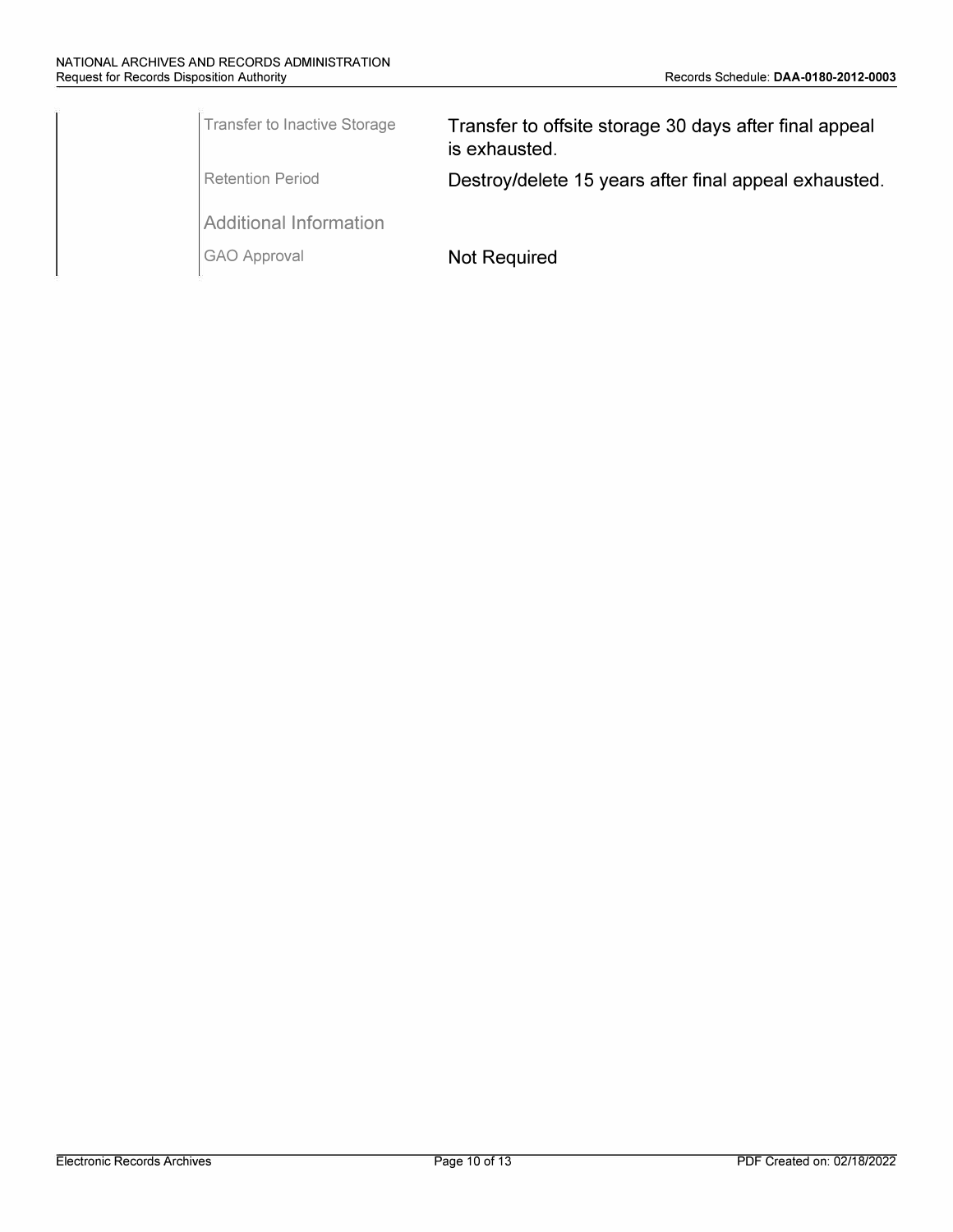| | |
|---|---|
| Transfer to Inactive Storage | Transfer to offsite storage 30 days after final appeal is exhausted. |
| Retention Period | Destroy/delete 15 years after final appeal exhausted. |

### Additional Information

| | |
|---|---|
| GAO Approval | Not Required |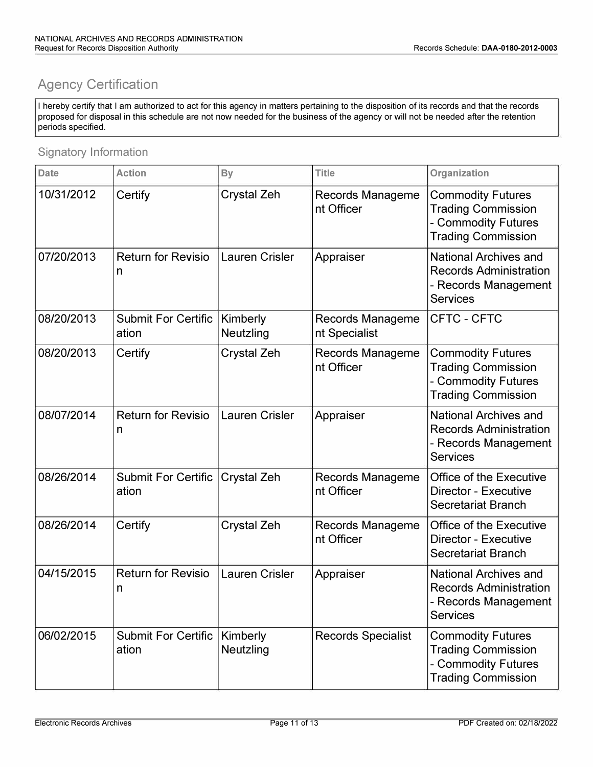## Agency Certification

I hereby certify that I am authorized to act for this agency in matters pertaining to the disposition of its records and that the records proposed for disposal in this schedule are not now needed for the business of the agency or will not be needed after the retention periods specified.

### Signatory Information

| Date | Action | By | Title | Organization |
|---|---|---|---|---|
| 10/31/2012 | Certify | Crystal Zeh | Records Management Officer | Commodity Futures Trading Commission - Commodity Futures Trading Commission |
| 07/20/2013 | Return for Revision | Lauren Crisler | Appraiser | National Archives and Records Administration - Records Management Services |
| 08/20/2013 | Submit For Certification | Kimberly Neutzling | Records Management Specialist | CFTC - CFTC |
| 08/20/2013 | Certify | Crystal Zeh | Records Management Officer | Commodity Futures Trading Commission - Commodity Futures Trading Commission |
| 08/07/2014 | Return for Revision | Lauren Crisler | Appraiser | National Archives and Records Administration - Records Management Services |
| 08/26/2014 | Submit For Certification | Crystal Zeh | Records Management Officer | Office of the Executive Director - Executive Secretariat Branch |
| 08/26/2014 | Certify | Crystal Zeh | Records Management Officer | Office of the Executive Director - Executive Secretariat Branch |
| 04/15/2015 | Return for Revision | Lauren Crisler | Appraiser | National Archives and Records Administration - Records Management Services |
| 06/02/2015 | Submit For Certification | Kimberly Neutzling | Records Specialist | Commodity Futures Trading Commission - Commodity Futures Trading Commission |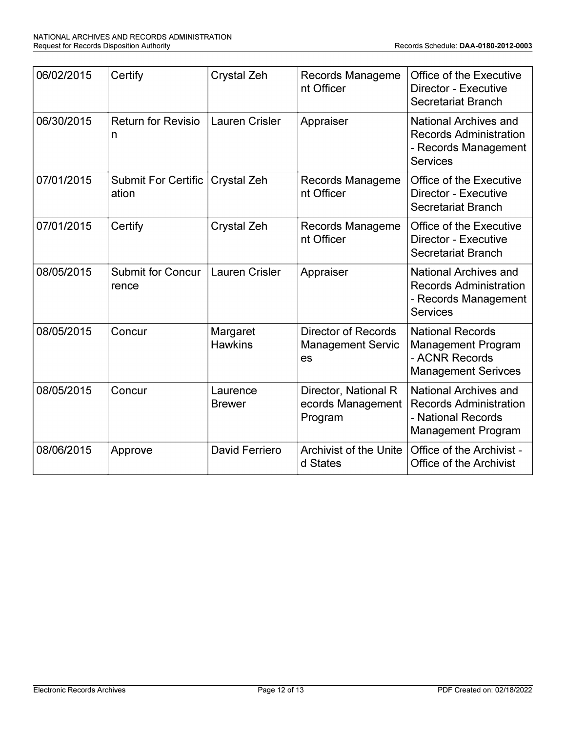| | | | | |
|---|---|---|---|---|
| 06/02/2015 | Certify | Crystal Zeh | Records Management Officer | Office of the Executive Director - Executive Secretariat Branch |
| 06/30/2015 | Return for Revision | Lauren Crisler | Appraiser | National Archives and Records Administration - Records Management Services |
| 07/01/2015 | Submit For Certification | Crystal Zeh | Records Management Officer | Office of the Executive Director - Executive Secretariat Branch |
| 07/01/2015 | Certify | Crystal Zeh | Records Management Officer | Office of the Executive Director - Executive Secretariat Branch |
| 08/05/2015 | Submit for Concurrence | Lauren Crisler | Appraiser | National Archives and Records Administration - Records Management Services |
| 08/05/2015 | Concur | Margaret Hawkins | Director of Records Management Services | National Records Management Program - ACNR Records Management Serivces |
| 08/05/2015 | Concur | Laurence Brewer | Director, National Records Management Program | National Archives and Records Administration - National Records Management Program |
| 08/06/2015 | Approve | David Ferriero | Archivist of the United States | Office of the Archivist - Office of the Archivist |